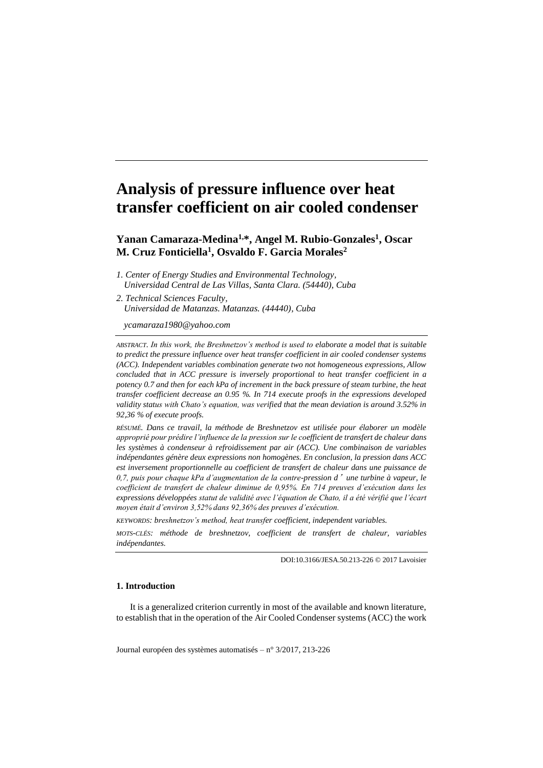# Analysis of pressure influence over heat transfer coefficient on air cooled condenser

**Yanan Camaraza-Medina[1,*], Angel M. Rubio-Gonzales[1], Oscar M. Cruz Fonticiella[1], Osvaldo F. Garcia Morales[2]**

*1. Center of Energy Studies and Environmental Technology, Universidad Central de Las Villas, Santa Clara. (54440), Cuba*

*2. Technical Sciences Faculty, Universidad de Matanzas. Matanzas. (44440), Cuba*

*ycamaraza1980@yahoo.com*

ABSTRACT. *In this work, the Breshnetzov's method is used to elaborate a model that is suitable to predict the pressure influence over heat transfer coefficient in air cooled condenser systems (ACC). Independent variables combination generate two not homogeneous expressions, Allow concluded that in ACC pressure is inversely proportional to heat transfer coefficient in a potency 0.7 and then for each kPa of increment in the back pressure of steam turbine, the heat transfer coefficient decrease an 0.95 %. In 714 execute proofs in the expressions developed validity status with Chato's equation, was verified that the mean deviation is around 3.52% in 92,36 % of execute proofs.*

RÉSUMÉ. *Dans ce travail, la méthode de Breshnetzov est utilisée pour élaborer un modèle approprié pour prédire l'influence de la pression sur le coefficient de transfert de chaleur dans les systèmes à condenseur à refroidissement par air (ACC). Une combinaison de variables indépendantes génère deux expressions non homogènes. En conclusion, la pression dans ACC est inversement proportionnelle au coefficient de transfert de chaleur dans une puissance de 0,7, puis pour chaque kPa d'augmentation de la contre-pression d' une turbine à vapeur, le coefficient de transfert de chaleur diminue de 0,95%. En 714 preuves d'exécution dans les expressions développées statut de validité avec l'équation de Chato, il a été vérifié que l'écart moyen était d'environ 3,52% dans 92,36% des preuves d'exécution.*

KEYWORDS: *breshnetzov's method, heat transfer coefficient, independent variables.*

MOTS-CLÉS: *méthode de breshnetzov, coefficient de transfert de chaleur, variables indépendantes.*

DOI:10.3166/JESA.50.213-226 © 2017 Lavoisier

## 1. Introduction

It is a generalized criterion currently in most of the available and known literature, to establish that in the operation of the Air Cooled Condenser systems (ACC) the work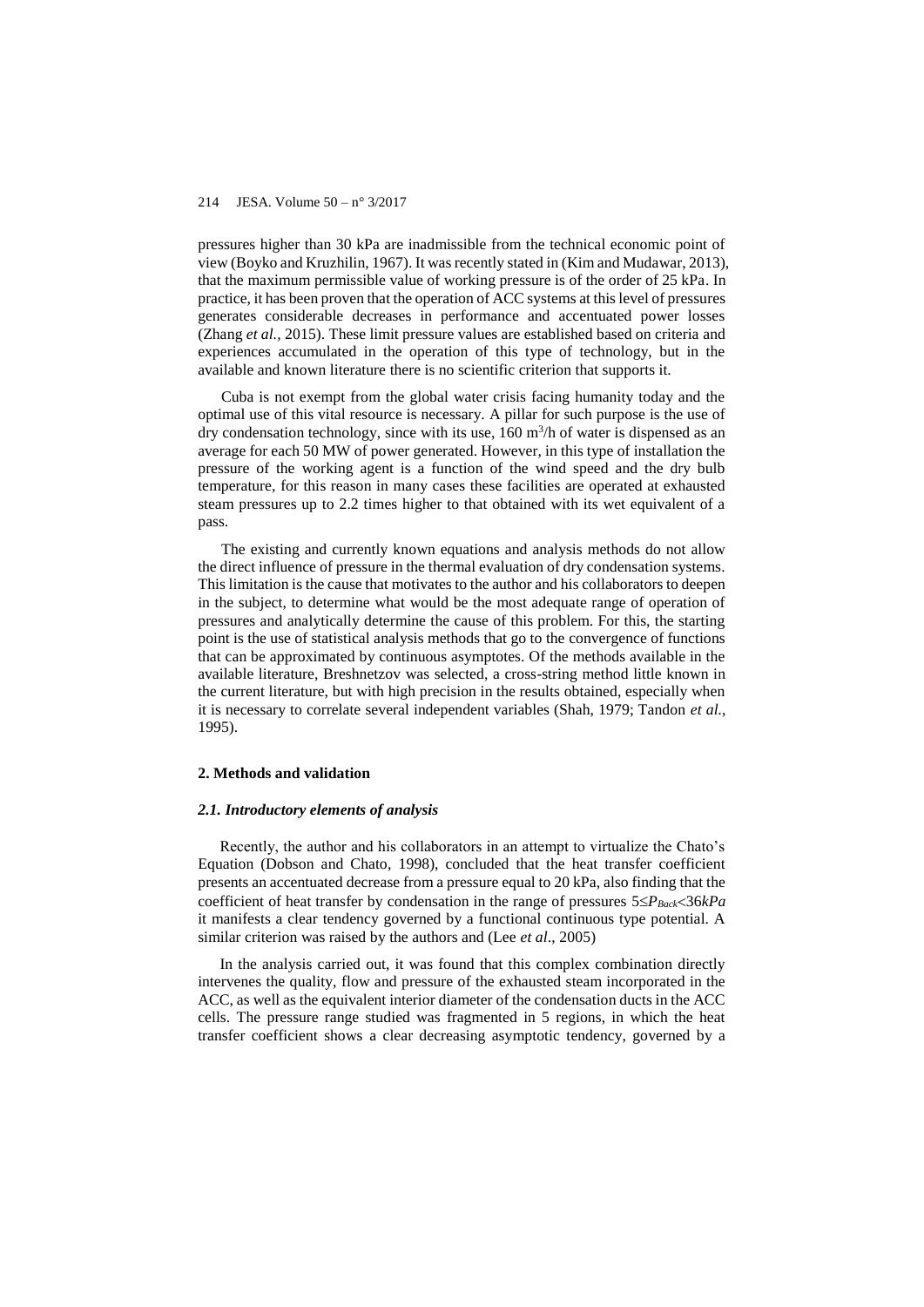pressures higher than 30 kPa are inadmissible from the technical economic point of view (Boyko and Kruzhilin, 1967). It was recently stated in (Kim and Mudawar, 2013), that the maximum permissible value of working pressure is of the order of 25 kPa. In practice, it has been proven that the operation of ACC systems at this level of pressures generates considerable decreases in performance and accentuated power losses (Zhang *et al.*, 2015). These limit pressure values are established based on criteria and experiences accumulated in the operation of this type of technology, but in the available and known literature there is no scientific criterion that supports it.

Cuba is not exempt from the global water crisis facing humanity today and the optimal use of this vital resource is necessary. A pillar for such purpose is the use of dry condensation technology, since with its use, 160 $m^3$/h of water is dispensed as an average for each 50 MW of power generated. However, in this type of installation the pressure of the working agent is a function of the wind speed and the dry bulb temperature, for this reason in many cases these facilities are operated at exhausted steam pressures up to 2.2 times higher to that obtained with its wet equivalent of a pass.

The existing and currently known equations and analysis methods do not allow the direct influence of pressure in the thermal evaluation of dry condensation systems. This limitation is the cause that motivates to the author and his collaborators to deepen in the subject, to determine what would be the most adequate range of operation of pressures and analytically determine the cause of this problem. For this, the starting point is the use of statistical analysis methods that go to the convergence of functions that can be approximated by continuous asymptotes. Of the methods available in the available literature, Breshnetzov was selected, a cross-string method little known in the current literature, but with high precision in the results obtained, especially when it is necessary to correlate several independent variables (Shah, 1979; Tandon *et al.*, 1995).

## 2. Methods and validation

### *2.1. Introductory elements of analysis*

Recently, the author and his collaborators in an attempt to virtualize the Chato's Equation (Dobson and Chato, 1998), concluded that the heat transfer coefficient presents an accentuated decrease from a pressure equal to 20 kPa, also finding that the coefficient of heat transfer by condensation in the range of pressures $5 \leq P_{Back} < 36kPa$ it manifests a clear tendency governed by a functional continuous type potential. A similar criterion was raised by the authors and (Lee *et al*., 2005)

In the analysis carried out, it was found that this complex combination directly intervenes the quality, flow and pressure of the exhausted steam incorporated in the ACC, as well as the equivalent interior diameter of the condensation ducts in the ACC cells. The pressure range studied was fragmented in 5 regions, in which the heat transfer coefficient shows a clear decreasing asymptotic tendency, governed by a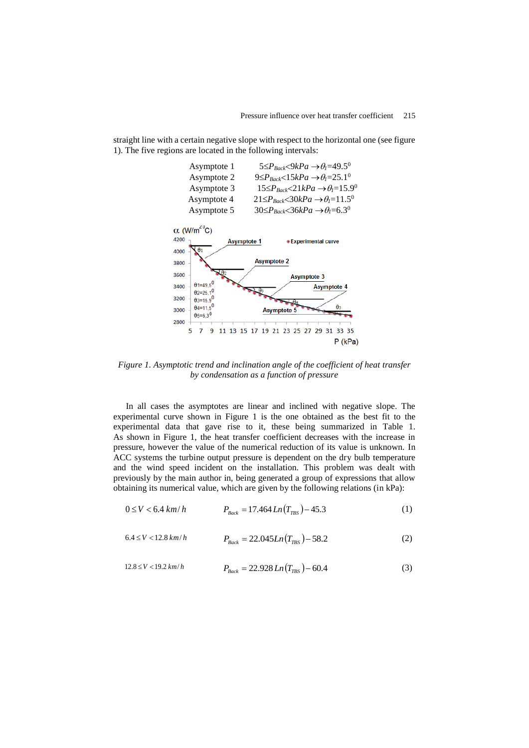straight line with a certain negative slope with respect to the horizontal one (see figure 1). The five regions are located in the following intervals:

| | |
|---|---|
| Asymptote 1 | $5 \leq P_{Back} < 9kPa \rightarrow \theta_1 = 49.5^0$ |
| Asymptote 2 | $9 \leq P_{Back} < 15kPa \rightarrow \theta_1 = 25.1^0$ |
| Asymptote 3 | $15 \leq P_{Back} < 21kPa \rightarrow \theta_1 = 15.9^0$ |
| Asymptote 4 | $21 \leq P_{Back} < 30kPa \rightarrow \theta_1 = 11.5^0$ |
| Asymptote 5 | $30 \leq P_{Back} < 36kPa \rightarrow \theta_1 = 6.3^0$ |

*Figure 1. Asymptotic trend and inclination angle of the coefficient of heat transfer by condensation as a function of pressure*

In all cases the asymptotes are linear and inclined with negative slope. The experimental curve shown in Figure 1 is the one obtained as the best fit to the experimental data that gave rise to it, these being summarized in Table 1. As shown in Figure 1, the heat transfer coefficient decreases with the increase in pressure, however the value of the numerical reduction of its value is unknown. In ACC systems the turbine output pressure is dependent on the dry bulb temperature and the wind speed incident on the installation. This problem was dealt with previously by the main author in, being generated a group of expressions that allow obtaining its numerical value, which are given by the following relations (in kPa):

$$0 \leq V < 6.4\ km/h \qquad P_{Back} = 17.464\,Ln(T_{TBS}) - 45.3 \tag{1}$$

$$6.4 \leq V < 12.8\ km/h \qquad P_{Back} = 22.045\,Ln(T_{TBS}) - 58.2 \tag{2}$$

$$12.8 \leq V < 19.2\ km/h \qquad P_{Back} = 22.928\,Ln(T_{TBS}) - 60.4 \tag{3}$$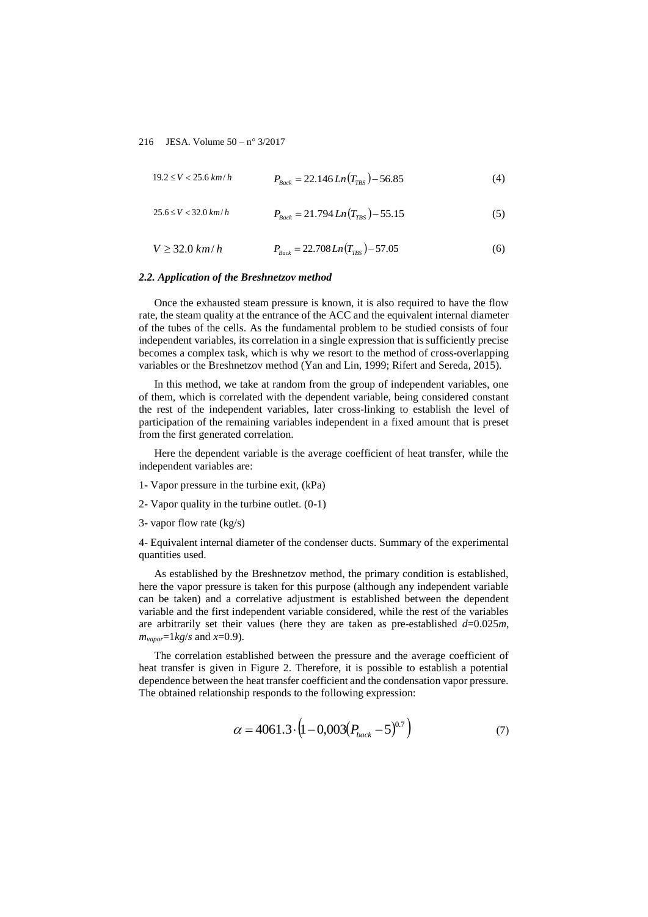$$19.2 \leq V < 25.6\ km/h \qquad P_{Back} = 22.146\,Ln(T_{TBS}) - 56.85 \tag{4}$$

$$25.6 \leq V < 32.0\ km/h \qquad P_{Back} = 21.794\,Ln(T_{TBS}) - 55.15 \tag{5}$$

$$V \geq 32.0\ km/h \qquad P_{Back} = 22.708\,Ln(T_{TBS}) - 57.05 \tag{6}$$

### *2.2. Application of the Breshnetzov method*

Once the exhausted steam pressure is known, it is also required to have the flow rate, the steam quality at the entrance of the ACC and the equivalent internal diameter of the tubes of the cells. As the fundamental problem to be studied consists of four independent variables, its correlation in a single expression that is sufficiently precise becomes a complex task, which is why we resort to the method of cross-overlapping variables or the Breshnetzov method (Yan and Lin, 1999; Rifert and Sereda, 2015).

In this method, we take at random from the group of independent variables, one of them, which is correlated with the dependent variable, being considered constant the rest of the independent variables, later cross-linking to establish the level of participation of the remaining variables independent in a fixed amount that is preset from the first generated correlation.

Here the dependent variable is the average coefficient of heat transfer, while the independent variables are:

1- Vapor pressure in the turbine exit, (kPa)

2- Vapor quality in the turbine outlet. (0-1)

3- vapor flow rate (kg/s)

4- Equivalent internal diameter of the condenser ducts. Summary of the experimental quantities used.

As established by the Breshnetzov method, the primary condition is established, here the vapor pressure is taken for this purpose (although any independent variable can be taken) and a correlative adjustment is established between the dependent variable and the first independent variable considered, while the rest of the variables are arbitrarily set their values (here they are taken as pre-established $d$=0.025$m$, $m_{vapor}$=1$kg/s$ and $x$=0.9).

The correlation established between the pressure and the average coefficient of heat transfer is given in Figure 2. Therefore, it is possible to establish a potential dependence between the heat transfer coefficient and the condensation vapor pressure. The obtained relationship responds to the following expression:

$$\alpha = 4061.3 \cdot \left(1 - 0{,}003\left(P_{back} - 5\right)^{0.7}\right) \tag{7}$$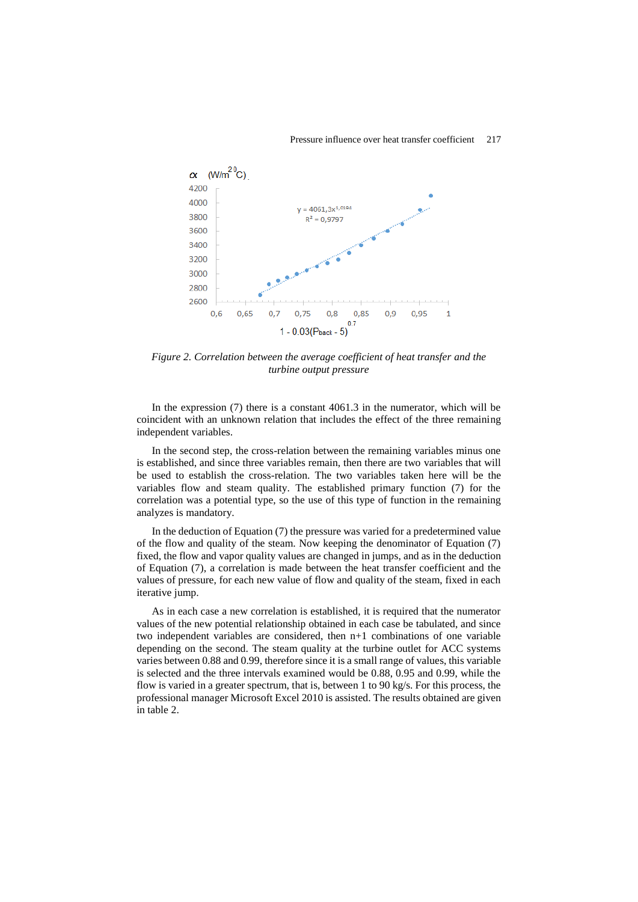*Figure 2. Correlation between the average coefficient of heat transfer and the turbine output pressure*

In the expression (7) there is a constant 4061.3 in the numerator, which will be coincident with an unknown relation that includes the effect of the three remaining independent variables.

In the second step, the cross-relation between the remaining variables minus one is established, and since three variables remain, then there are two variables that will be used to establish the cross-relation. The two variables taken here will be the variables flow and steam quality. The established primary function (7) for the correlation was a potential type, so the use of this type of function in the remaining analyzes is mandatory.

In the deduction of Equation (7) the pressure was varied for a predetermined value of the flow and quality of the steam. Now keeping the denominator of Equation (7) fixed, the flow and vapor quality values are changed in jumps, and as in the deduction of Equation (7), a correlation is made between the heat transfer coefficient and the values of pressure, for each new value of flow and quality of the steam, fixed in each iterative jump.

As in each case a new correlation is established, it is required that the numerator values of the new potential relationship obtained in each case be tabulated, and since two independent variables are considered, then n+1 combinations of one variable depending on the second. The steam quality at the turbine outlet for ACC systems varies between 0.88 and 0.99, therefore since it is a small range of values, this variable is selected and the three intervals examined would be 0.88, 0.95 and 0.99, while the flow is varied in a greater spectrum, that is, between 1 to 90 kg/s. For this process, the professional manager Microsoft Excel 2010 is assisted. The results obtained are given in table 2.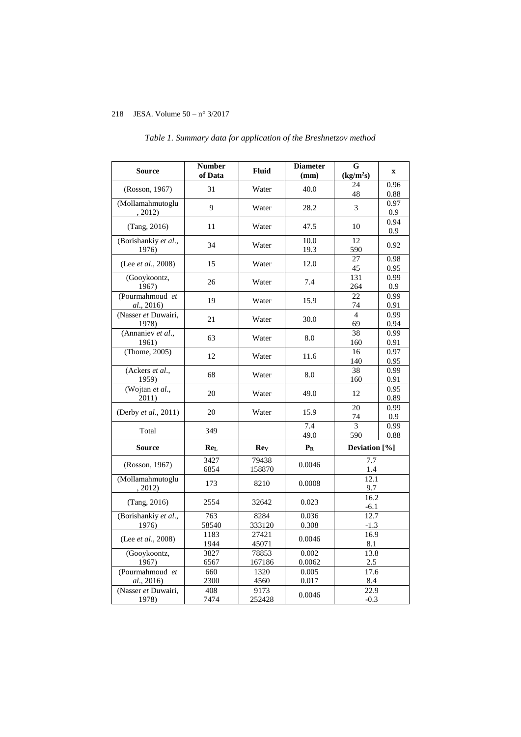*Table 1. Summary data for application of the Breshnetzov method*

| Source | Number of Data | Fluid | Diameter (mm) | G (kg/m²s) | x |
|---|---|---|---|---|---|
| (Rosson, 1967) | 31 | Water | 40.0 | 24<br>48 | 0.96<br>0.88 |
| (Mollamahmutoglu , 2012) | 9 | Water | 28.2 | 3 | 0.97<br>0.9 |
| (Tang, 2016) | 11 | Water | 47.5 | 10 | 0.94<br>0.9 |
| (Borishankiy *et al.*, 1976) | 34 | Water | 10.0<br>19.3 | 12<br>590 | 0.92 |
| (Lee *et al.*, 2008) | 15 | Water | 12.0 | 27<br>45 | 0.98<br>0.95 |
| (Gooykoontz, 1967) | 26 | Water | 7.4 | 131<br>264 | 0.99<br>0.9 |
| (Pourmahmoud *et al.*, 2016) | 19 | Water | 15.9 | 22<br>74 | 0.99<br>0.91 |
| (Nasser *et* Duwairi, 1978) | 21 | Water | 30.0 | 4<br>69 | 0.99<br>0.94 |
| (Annaniev *et al.*, 1961) | 63 | Water | 8.0 | 38<br>160 | 0.99<br>0.91 |
| (Thome, 2005) | 12 | Water | 11.6 | 16<br>140 | 0.97<br>0.95 |
| (Ackers *et al.*, 1959) | 68 | Water | 8.0 | 38<br>160 | 0.99<br>0.91 |
| (Wojtan *et al.*, 2011) | 20 | Water | 49.0 | 12 | 0.95<br>0.89 |
| (Derby *et al.*, 2011) | 20 | Water | 15.9 | 20<br>74 | 0.99<br>0.9 |
| Total | 349 | | 7.4<br>49.0 | 3<br>590 | 0.99<br>0.88 |
| **Source** | **$Re_L$** | **$Re_V$** | **$P_R$** | **Deviation [%]** | |
| (Rosson, 1967) | 3427<br>6854 | 79438<br>158870 | 0.0046 | 7.7<br>1.4 | |
| (Mollamahmutoglu , 2012) | 173 | 8210 | 0.0008 | 12.1<br>9.7 | |
| (Tang, 2016) | 2554 | 32642 | 0.023 | 16.2<br>-6.1 | |
| (Borishankiy *et al.*, 1976) | 763<br>58540 | 8284<br>333120 | 0.036<br>0.308 | 12.7<br>-1.3 | |
| (Lee *et al.*, 2008) | 1183<br>1944 | 27421<br>45071 | 0.0046 | 16.9<br>8.1 | |
| (Gooykoontz, 1967) | 3827<br>6567 | 78853<br>167186 | 0.002<br>0.0062 | 13.8<br>2.5 | |
| (Pourmahmoud *et al.*, 2016) | 660<br>2300 | 1320<br>4560 | 0.005<br>0.017 | 17.6<br>8.4 | |
| (Nasser *et* Duwairi, 1978) | 408<br>7474 | 9173<br>252428 | 0.0046 | 22.9<br>-0.3 | |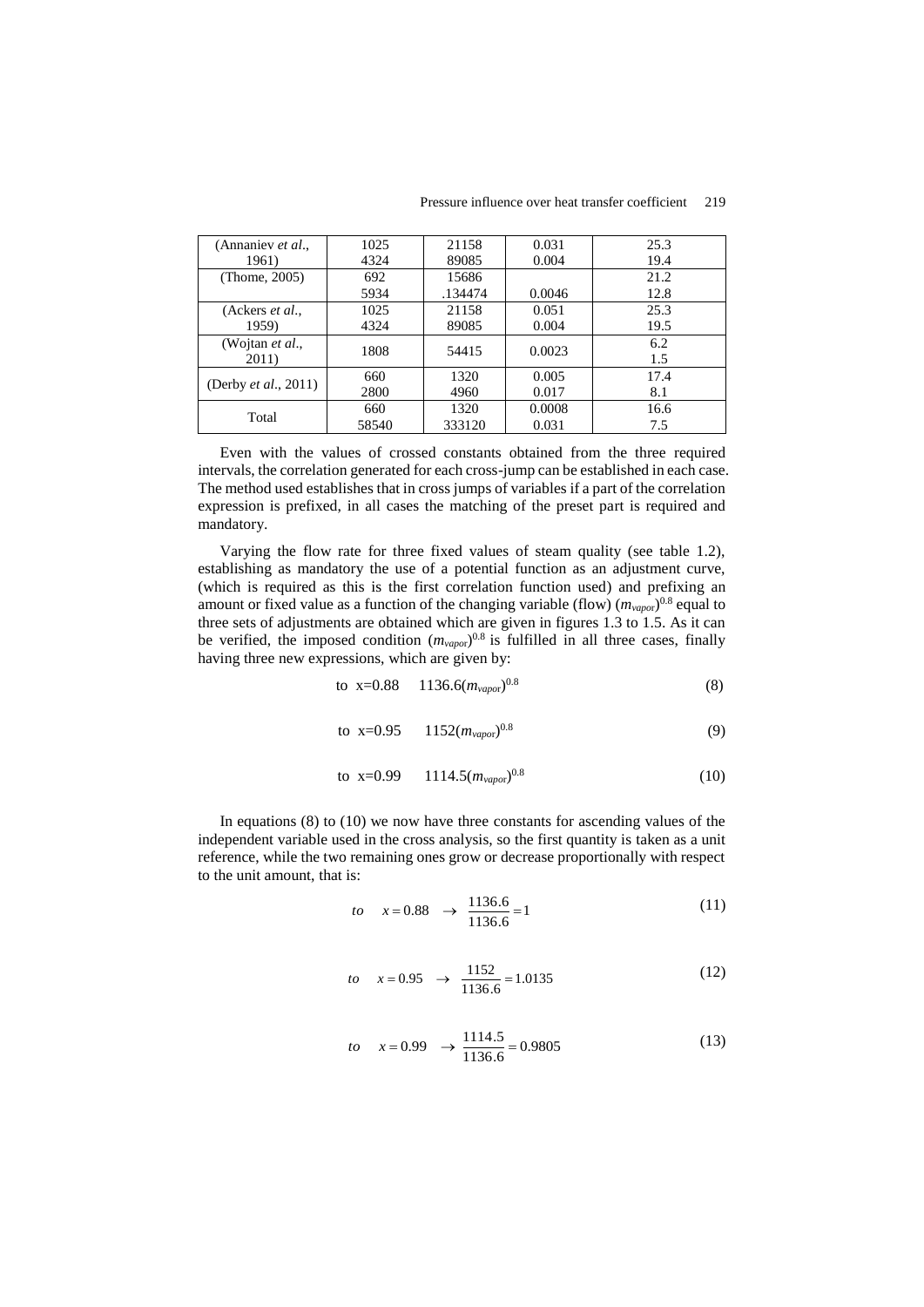| (Annaniev *et al.*, 1961) | 1025<br>4324 | 21158<br>89085 | 0.031<br>0.004 | 25.3<br>19.4 |
|---|---|---|---|---|
| (Thome, 2005) | 692<br>5934 | 15686<br>.134474 | <br>0.0046 | 21.2<br>12.8 |
| (Ackers *et al.*, 1959) | 1025<br>4324 | 21158<br>89085 | 0.051<br>0.004 | 25.3<br>19.5 |
| (Wojtan *et al.*, 2011) | 1808 | 54415 | 0.0023 | 6.2<br>1.5 |
| (Derby *et al.*, 2011) | 660<br>2800 | 1320<br>4960 | 0.005<br>0.017 | 17.4<br>8.1 |
| Total | 660<br>58540 | 1320<br>333120 | 0.0008<br>0.031 | 16.6<br>7.5 |

Even with the values of crossed constants obtained from the three required intervals, the correlation generated for each cross-jump can be established in each case. The method used establishes that in cross jumps of variables if a part of the correlation expression is prefixed, in all cases the matching of the preset part is required and mandatory.

Varying the flow rate for three fixed values of steam quality (see table 1.2), establishing as mandatory the use of a potential function as an adjustment curve, (which is required as this is the first correlation function used) and prefixing an amount or fixed value as a function of the changing variable (flow) $(m_{vapor})^{0.8}$ equal to three sets of adjustments are obtained which are given in figures 1.3 to 1.5. As it can be verified, the imposed condition $(m_{vapor})^{0.8}$ is fulfilled in all three cases, finally having three new expressions, which are given by:

$$\text{to } x=0.88 \quad 1136.6(m_{vapor})^{0.8} \tag{8}$$

$$\text{to } x=0.95 \quad 1152(m_{vapor})^{0.8} \tag{9}$$

$$\text{to } x=0.99 \quad 1114.5(m_{vapor})^{0.8} \tag{10}$$

In equations (8) to (10) we now have three constants for ascending values of the independent variable used in the cross analysis, so the first quantity is taken as a unit reference, while the two remaining ones grow or decrease proportionally with respect to the unit amount, that is:

$$to \quad x = 0.88 \quad \rightarrow \quad \frac{1136.6}{1136.6} = 1 \tag{11}$$

$$to \quad x = 0.95 \quad \rightarrow \quad \frac{1152}{1136.6} = 1.0135 \tag{12}$$

$$to \quad x = 0.99 \quad \rightarrow \quad \frac{1114.5}{1136.6} = 0.9805 \tag{13}$$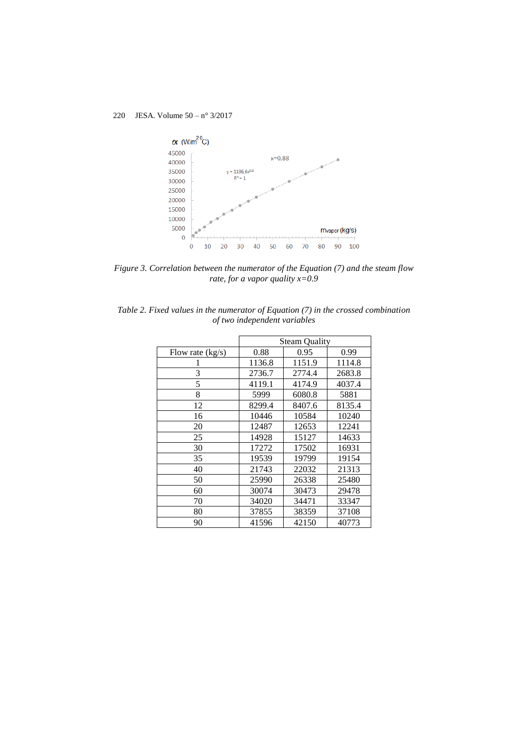Figure 3. *Correlation between the numerator of the Equation (7) and the steam flow rate, for a vapor quality x=0.9*

*Table 2. Fixed values in the numerator of Equation (7) in the crossed combination of two independent variables*

| | Steam Quality | | |
|---|---|---|---|
| Flow rate (kg/s) | 0.88 | 0.95 | 0.99 |
| 1 | 1136.8 | 1151.9 | 1114.8 |
| 3 | 2736.7 | 2774.4 | 2683.8 |
| 5 | 4119.1 | 4174.9 | 4037.4 |
| 8 | 5999 | 6080.8 | 5881 |
| 12 | 8299.4 | 8407.6 | 8135.4 |
| 16 | 10446 | 10584 | 10240 |
| 20 | 12487 | 12653 | 12241 |
| 25 | 14928 | 15127 | 14633 |
| 30 | 17272 | 17502 | 16931 |
| 35 | 19539 | 19799 | 19154 |
| 40 | 21743 | 22032 | 21313 |
| 50 | 25990 | 26338 | 25480 |
| 60 | 30074 | 30473 | 29478 |
| 70 | 34020 | 34471 | 33347 |
| 80 | 37855 | 38359 | 37108 |
| 90 | 41596 | 42150 | 40773 |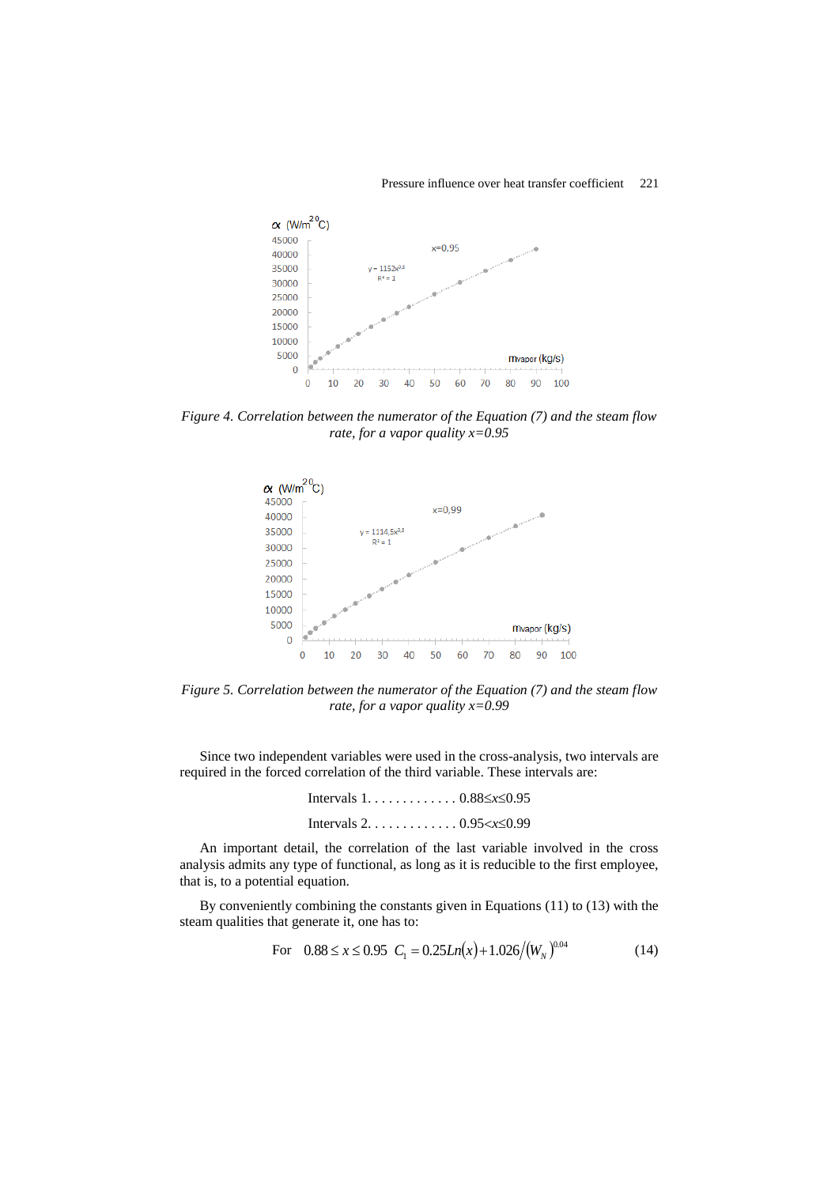*Figure 4. Correlation between the numerator of the Equation (7) and the steam flow rate, for a vapor quality x=0.95*

*Figure 5. Correlation between the numerator of the Equation (7) and the steam flow rate, for a vapor quality x=0.99*

Since two independent variables were used in the cross-analysis, two intervals are required in the forced correlation of the third variable. These intervals are:

Intervals 1. . . . . . . . . . . . . $0.88 \leq x \leq 0.95$

Intervals 2. . . . . . . . . . . . . $0.95 < x \leq 0.99$

An important detail, the correlation of the last variable involved in the cross analysis admits any type of functional, as long as it is reducible to the first employee, that is, to a potential equation.

By conveniently combining the constants given in Equations (11) to (13) with the steam qualities that generate it, one has to:

$$\text{For} \quad 0.88 \leq x \leq 0.95 \quad C_1 = 0.25Ln(x) + 1.026 / (W_N)^{0.04} \tag{14}$$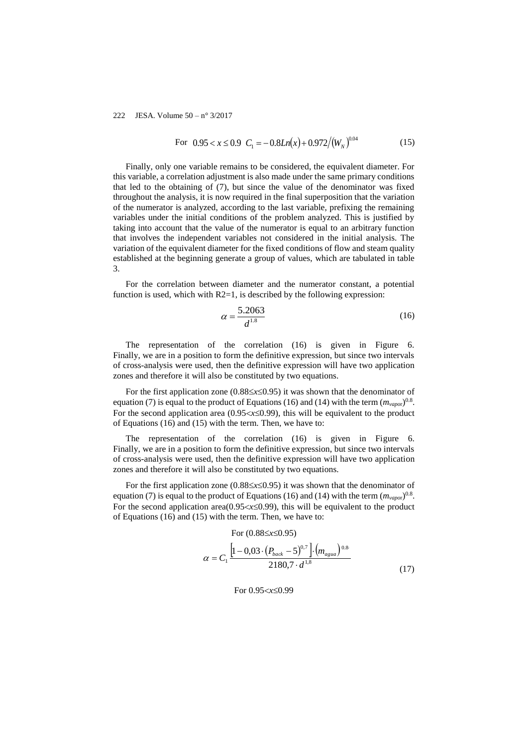$$\text{For } \; 0.95 < x \leq 0.9 \;\; C_1 = -0.8Ln(x) + 0.972/(W_N)^{0.04} \tag{15}$$

Finally, only one variable remains to be considered, the equivalent diameter. For this variable, a correlation adjustment is also made under the same primary conditions that led to the obtaining of (7), but since the value of the denominator was fixed throughout the analysis, it is now required in the final superposition that the variation of the numerator is analyzed, according to the last variable, prefixing the remaining variables under the initial conditions of the problem analyzed. This is justified by taking into account that the value of the numerator is equal to an arbitrary function that involves the independent variables not considered in the initial analysis. The variation of the equivalent diameter for the fixed conditions of flow and steam quality established at the beginning generate a group of values, which are tabulated in table 3.

For the correlation between diameter and the numerator constant, a potential function is used, which with R2=1, is described by the following expression:

$$\alpha = \frac{5.2063}{d^{1.8}} \tag{16}$$

The representation of the correlation (16) is given in Figure 6. Finally, we are in a position to form the definitive expression, but since two intervals of cross-analysis were used, then the definitive expression will have two application zones and therefore it will also be constituted by two equations.

For the first application zone ($0.88 \leq x \leq 0.95$) it was shown that the denominator of equation (7) is equal to the product of Equations (16) and (14) with the term $(m_{vapor})^{0.8}$. For the second application area ($0.95 < x \leq 0.99$), this will be equivalent to the product of Equations (16) and (15) with the term. Then, we have to:

The representation of the correlation (16) is given in Figure 6. Finally, we are in a position to form the definitive expression, but since two intervals of cross-analysis were used, then the definitive expression will have two application zones and therefore it will also be constituted by two equations.

For the first application zone ($0.88 \leq x \leq 0.95$) it was shown that the denominator of equation (7) is equal to the product of Equations (16) and (14) with the term $(m_{vapor})^{0.8}$. For the second application area($0.95 < x \leq 0.99$), this will be equivalent to the product of Equations (16) and (15) with the term. Then, we have to:

For ($0.88 \leq x \leq 0.95$)

$$\alpha = C_1 \frac{\left[1 - 0,03 \cdot \left(P_{back} - 5\right)^{0,7}\right] \cdot \left(m_{agua}\right)^{0.8}}{2180,7 \cdot d^{1,8}} \tag{17}$$

For $0.95 < x \leq 0.99$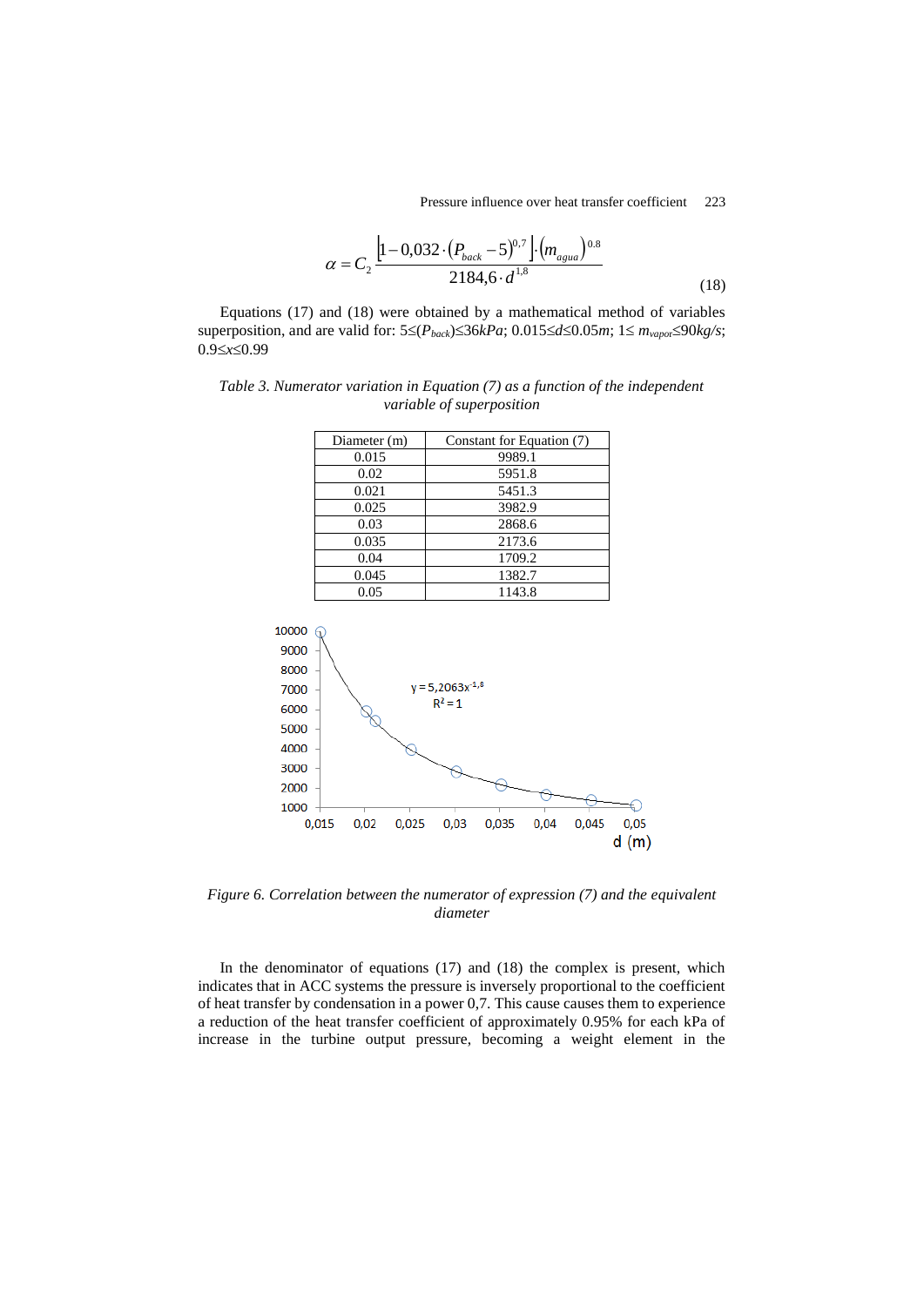$$\alpha = C_2 \frac{\left[1 - 0{,}032 \cdot \left(P_{back} - 5\right)^{0{,}7}\right] \cdot \left(m_{agua}\right)^{0.8}}{2184{,}6 \cdot d^{1{,}8}} \tag{18}$$

Equations (17) and (18) were obtained by a mathematical method of variables superposition, and are valid for: $5 \leq (P_{back}) \leq 36kPa$; $0.015 \leq d \leq 0.05m$; $1 \leq m_{vapor} \leq 90kg/s$; $0.9 \leq x \leq 0.99$

*Table 3. Numerator variation in Equation (7) as a function of the independent variable of superposition*

| Diameter (m) | Constant for Equation (7) |
|---|---|
| 0.015 | 9989.1 |
| 0.02 | 5951.8 |
| 0.021 | 5451.3 |
| 0.025 | 3982.9 |
| 0.03 | 2868.6 |
| 0.035 | 2173.6 |
| 0.04 | 1709.2 |
| 0.045 | 1382.7 |
| 0.05 | 1143.8 |

*Figure 6. Correlation between the numerator of expression (7) and the equivalent diameter*

In the denominator of equations (17) and (18) the complex is present, which indicates that in ACC systems the pressure is inversely proportional to the coefficient of heat transfer by condensation in a power 0,7. This cause causes them to experience a reduction of the heat transfer coefficient of approximately 0.95% for each kPa of increase in the turbine output pressure, becoming a weight element in the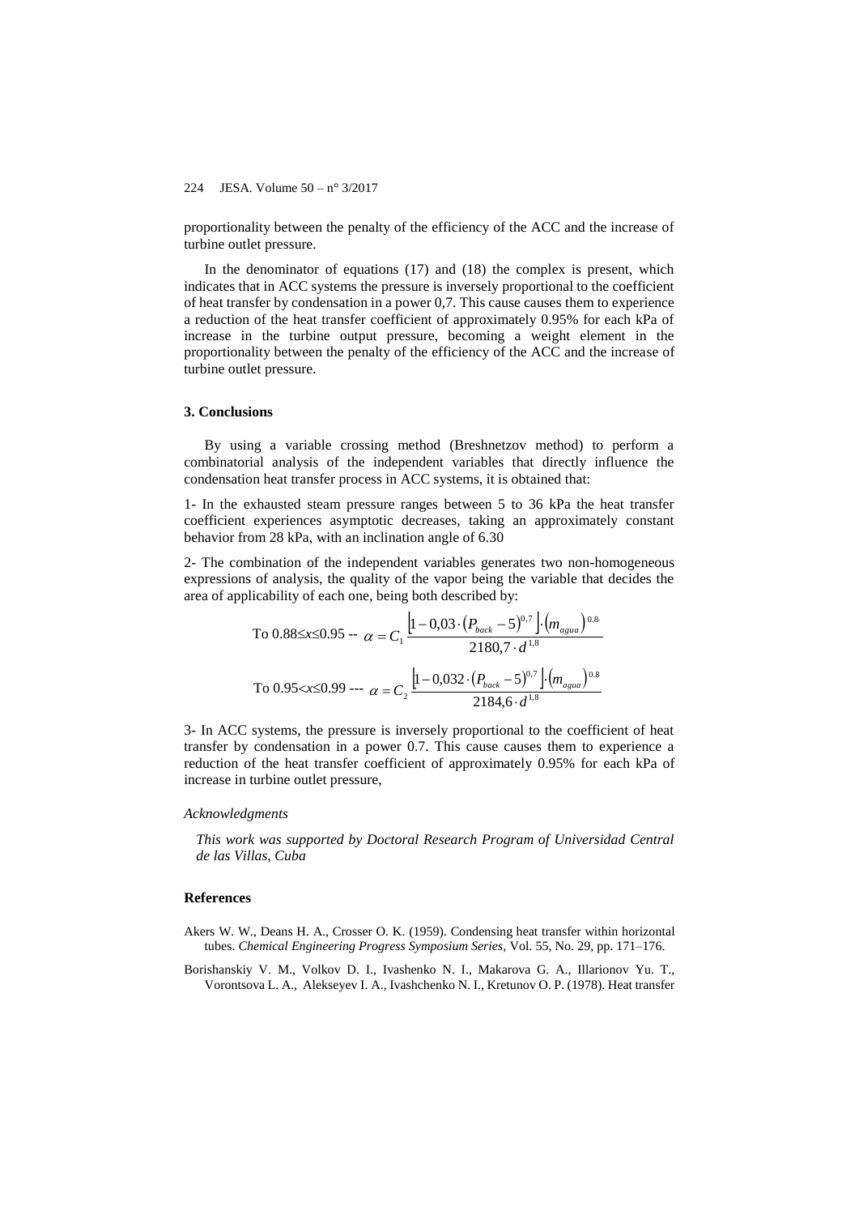proportionality between the penalty of the efficiency of the ACC and the increase of turbine outlet pressure.

In the denominator of equations (17) and (18) the complex is present, which indicates that in ACC systems the pressure is inversely proportional to the coefficient of heat transfer by condensation in a power 0,7. This cause causes them to experience a reduction of the heat transfer coefficient of approximately 0.95% for each kPa of increase in the turbine output pressure, becoming a weight element in the proportionality between the penalty of the efficiency of the ACC and the increase of turbine outlet pressure.

## 3. Conclusions

By using a variable crossing method (Breshnetzov method) to perform a combinatorial analysis of the independent variables that directly influence the condensation heat transfer process in ACC systems, it is obtained that:

1- In the exhausted steam pressure ranges between 5 to 36 kPa the heat transfer coefficient experiences asymptotic decreases, taking an approximately constant behavior from 28 kPa, with an inclination angle of 6.30

2- The combination of the independent variables generates two non-homogeneous expressions of analysis, the quality of the vapor being the variable that decides the area of applicability of each one, being both described by:

To $0.88 \leq x \leq 0.95$ -- $\alpha = C_1 \dfrac{\left[1 - 0{,}03 \cdot (P_{back} - 5)^{0{,}7}\right] \cdot (m_{agua})^{0.8}}{2180{,}7 \cdot d^{1{,}8}}$

To $0.95 < x \leq 0.99$ --- $\alpha = C_2 \dfrac{\left[1 - 0{,}032 \cdot (P_{back} - 5)^{0{,}7}\right] \cdot (m_{agua})^{0.8}}{2184{,}6 \cdot d^{1{,}8}}$

3- In ACC systems, the pressure is inversely proportional to the coefficient of heat transfer by condensation in a power 0.7. This cause causes them to experience a reduction of the heat transfer coefficient of approximately 0.95% for each kPa of increase in turbine outlet pressure,

### *Acknowledgments*

*This work was supported by Doctoral Research Program of Universidad Central de las Villas, Cuba*

## References

Akers W. W., Deans H. A., Crosser O. K. (1959). Condensing heat transfer within horizontal tubes. *Chemical Engineering Progress Symposium Series*, Vol. 55, No. 29, pp. 171–176.

Borishanskiy V. M., Volkov D. I., Ivashenko N. I., Makarova G. A., Illarionov Yu. T., Vorontsova L. A., Alekseyev I. A., Ivashchenko N. I., Kretunov O. P. (1978). Heat transfer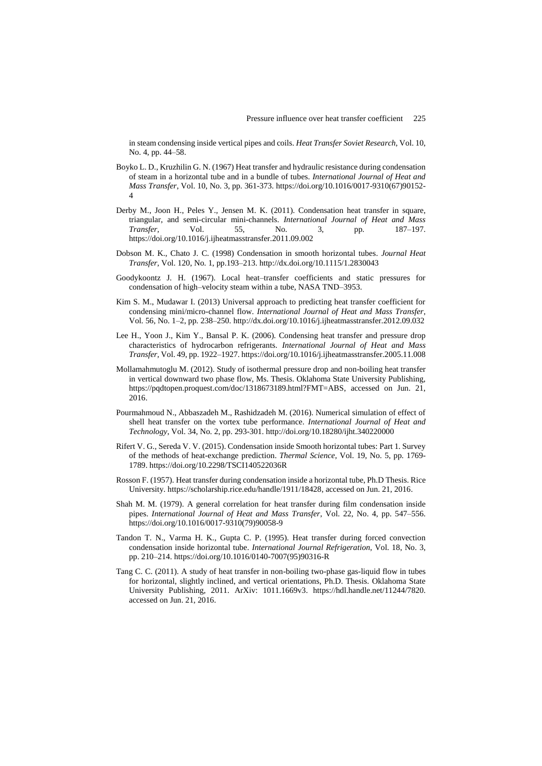in steam condensing inside vertical pipes and coils. *Heat Transfer Soviet Research*, Vol. 10, No. 4, pp. 44–58.

Boyko L. D., Kruzhilin G. N. (1967) Heat transfer and hydraulic resistance during condensation of steam in a horizontal tube and in a bundle of tubes. *International Journal of Heat and Mass Transfer*, Vol. 10, No. 3, pp. 361-373. https://doi.org/10.1016/0017-9310(67)90152-4

Derby M., Joon H., Peles Y., Jensen M. K. (2011). Condensation heat transfer in square, triangular, and semi-circular mini-channels. *International Journal of Heat and Mass Transfer*, Vol. 55, No. 3, pp. 187–197. https://doi.org/10.1016/j.ijheatmasstransfer.2011.09.002

Dobson M. K., Chato J. C. (1998) Condensation in smooth horizontal tubes. *Journal Heat Transfer*, Vol. 120, No. 1, pp.193–213. http://dx.doi.org/10.1115/1.2830043

Goodykoontz J. H. (1967). Local heat–transfer coefficients and static pressures for condensation of high–velocity steam within a tube, NASA TND–3953.

Kim S. M., Mudawar I. (2013) Universal approach to predicting heat transfer coefficient for condensing mini/micro-channel flow. *International Journal of Heat and Mass Transfer*, Vol. 56, No. 1–2, pp. 238–250. http://dx.doi.org/10.1016/j.ijheatmasstransfer.2012.09.032

Lee H., Yoon J., Kim Y., Bansal P. K. (2006). Condensing heat transfer and pressure drop characteristics of hydrocarbon refrigerants. *International Journal of Heat and Mass Transfer*, Vol. 49, pp. 1922–1927. https://doi.org/10.1016/j.ijheatmasstransfer.2005.11.008

Mollamahmutoglu M. (2012). Study of isothermal pressure drop and non-boiling heat transfer in vertical downward two phase flow, Ms. Thesis. Oklahoma State University Publishing, https://pqdtopen.proquest.com/doc/1318673189.html?FMT=ABS, accessed on Jun. 21, 2016.

Pourmahmoud N., Abbaszadeh M., Rashidzadeh M. (2016). Numerical simulation of effect of shell heat transfer on the vortex tube performance. *International Journal of Heat and Technology*, Vol. 34, No. 2, pp. 293-301. http://doi.org/10.18280/ijht.340220000

Rifert V. G., Sereda V. V. (2015). Condensation inside Smooth horizontal tubes: Part 1. Survey of the methods of heat-exchange prediction. *Thermal Science*, Vol. 19, No. 5, pp. 1769-1789. https://doi.org/10.2298/TSCI140522036R

Rosson F. (1957). Heat transfer during condensation inside a horizontal tube, Ph.D Thesis. Rice University. https://scholarship.rice.edu/handle/1911/18428, accessed on Jun. 21, 2016.

Shah M. M. (1979). A general correlation for heat transfer during film condensation inside pipes. *International Journal of Heat and Mass Transfer*, Vol. 22, No. 4, pp. 547–556. https://doi.org/10.1016/0017-9310(79)90058-9

Tandon T. N., Varma H. K., Gupta C. P. (1995). Heat transfer during forced convection condensation inside horizontal tube. *International Journal Refrigeration*, Vol. 18, No. 3, pp. 210–214. https://doi.org/10.1016/0140-7007(95)90316-R

Tang C. C. (2011). A study of heat transfer in non-boiling two-phase gas-liquid flow in tubes for horizontal, slightly inclined, and vertical orientations, Ph.D. Thesis. Oklahoma State University Publishing, 2011. ArXiv: 1011.1669v3. https://hdl.handle.net/11244/7820. accessed on Jun. 21, 2016.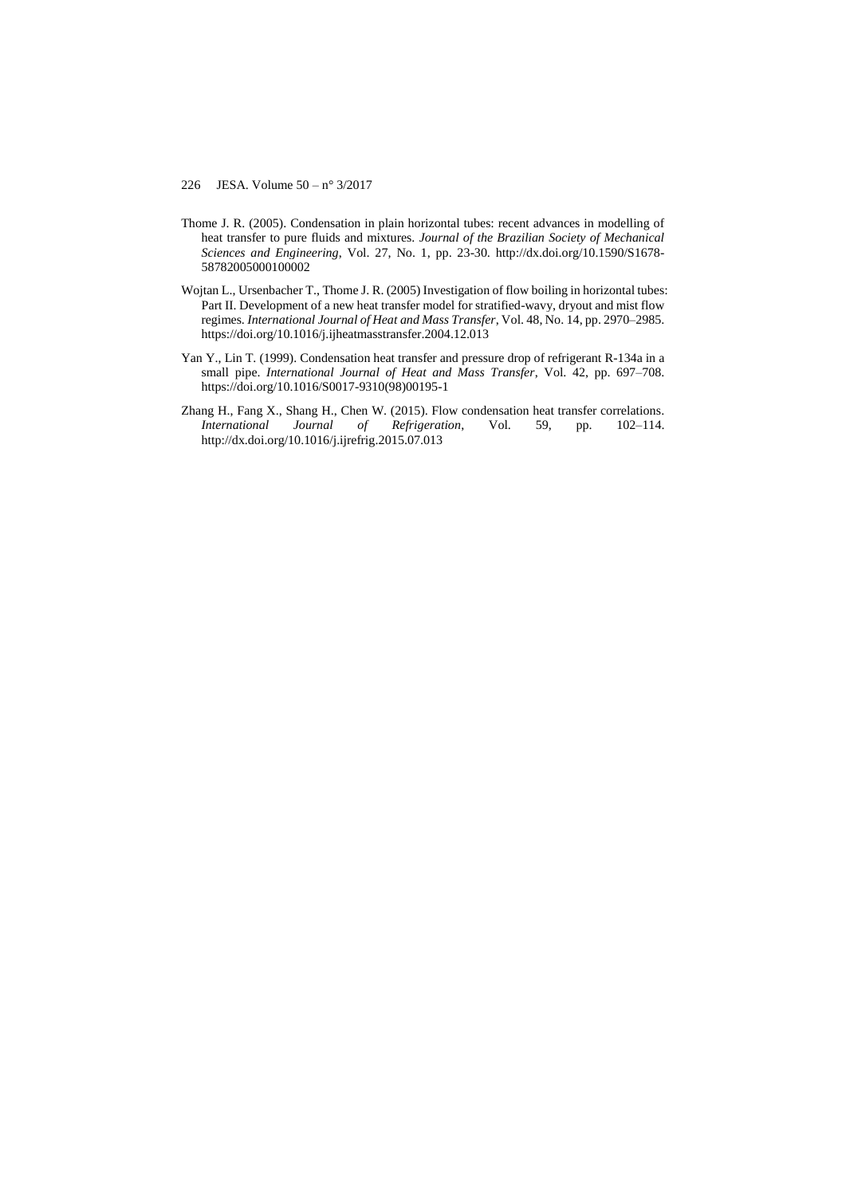Thome J. R. (2005). Condensation in plain horizontal tubes: recent advances in modelling of heat transfer to pure fluids and mixtures. *Journal of the Brazilian Society of Mechanical Sciences and Engineering*, Vol. 27, No. 1, pp. 23-30. http://dx.doi.org/10.1590/S1678-58782005000100002

Wojtan L., Ursenbacher T., Thome J. R. (2005) Investigation of flow boiling in horizontal tubes: Part II. Development of a new heat transfer model for stratified-wavy, dryout and mist flow regimes. *International Journal of Heat and Mass Transfer*, Vol. 48, No. 14, pp. 2970–2985. https://doi.org/10.1016/j.ijheatmasstransfer.2004.12.013

Yan Y., Lin T. (1999). Condensation heat transfer and pressure drop of refrigerant R-134a in a small pipe. *International Journal of Heat and Mass Transfer*, Vol. 42, pp. 697–708. https://doi.org/10.1016/S0017-9310(98)00195-1

Zhang H., Fang X., Shang H., Chen W. (2015). Flow condensation heat transfer correlations. *International Journal of Refrigeration*, Vol. 59, pp. 102–114. http://dx.doi.org/10.1016/j.ijrefrig.2015.07.013